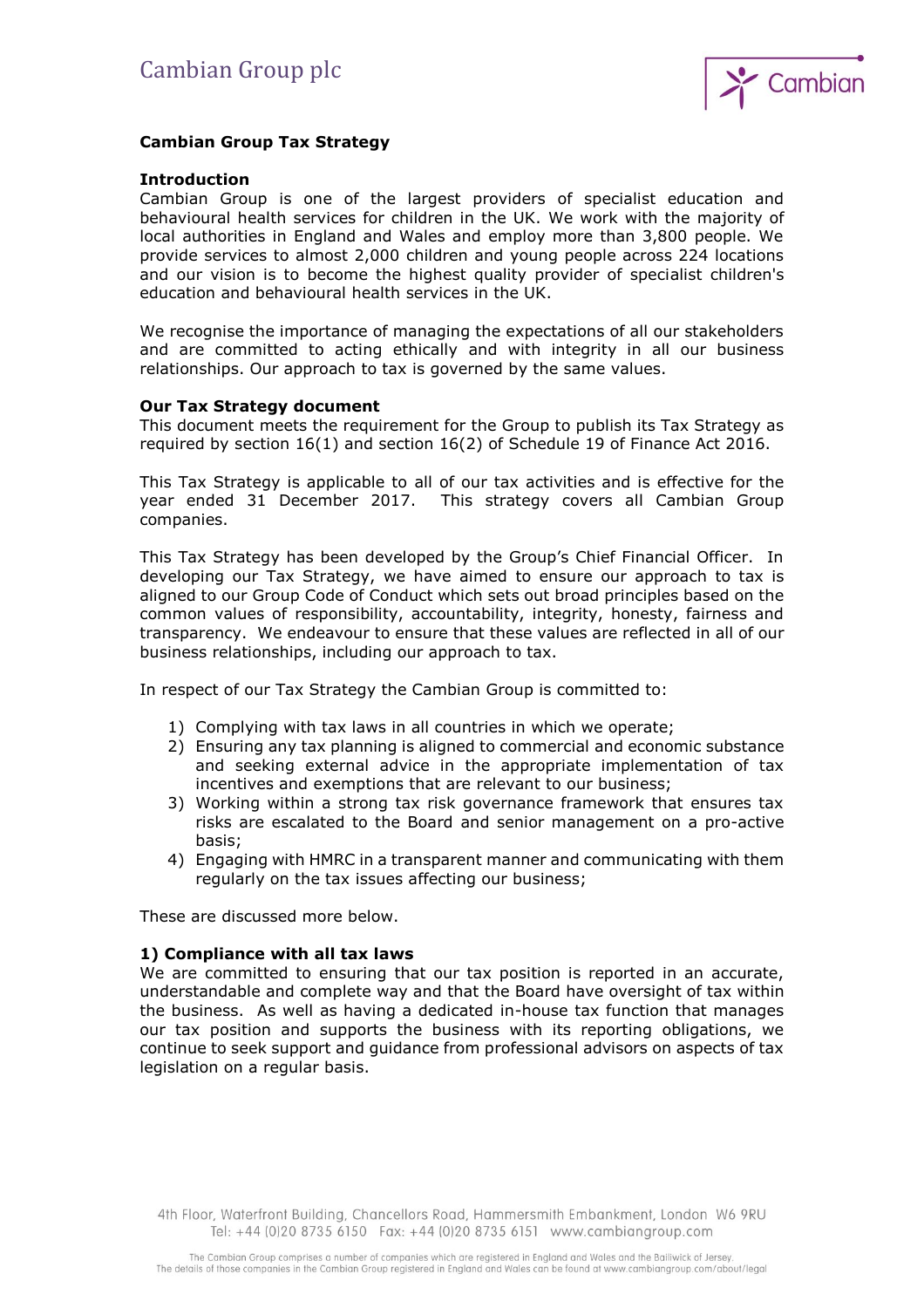# Cambian Group Tax Strategy

## Introduction

Cambian Group is one of the largest providers of specialist education and behavioural health services for children in the UK. We work with the majority of local authorities in England and Wales and employ more than 3,800 people. We provide services to almost 2,000 children and young people across 224 locations and our vision is to become the highest quality provider of specialist children's education and behavioural health services in the UK.

We recognise the importance of managing the expectations of all our stakeholders and are committed to acting ethically and with integrity in all our business relationships. Our approach to tax is governed by the same values.

## Our Tax Strategy document

This document meets the requirement for the Group to publish its Tax Strategy as required by section 16(1) and section 16(2) of Schedule 19 of Finance Act 2016.

This Tax Strategy is applicable to all of our tax activities and is effective for the year ended 31 December 2017. This strategy covers all Cambian Group companies.

This Tax Strategy has been developed by the Group's Chief Financial Officer. In developing our Tax Strategy, we have aimed to ensure our approach to tax is aligned to our Group Code of Conduct which sets out broad principles based on the common values of responsibility, accountability, integrity, honesty, fairness and transparency. We endeavour to ensure that these values are reflected in all of our business relationships, including our approach to tax.

In respect of our Tax Strategy the Cambian Group is committed to:

1) Complying with tax laws in all countries in which we operate;
2) Ensuring any tax planning is aligned to commercial and economic substance and seeking external advice in the appropriate implementation of tax incentives and exemptions that are relevant to our business;
3) Working within a strong tax risk governance framework that ensures tax risks are escalated to the Board and senior management on a pro-active basis;
4) Engaging with HMRC in a transparent manner and communicating with them regularly on the tax issues affecting our business;

These are discussed more below.

## 1) Compliance with all tax laws

We are committed to ensuring that our tax position is reported in an accurate, understandable and complete way and that the Board have oversight of tax within the business. As well as having a dedicated in-house tax function that manages our tax position and supports the business with its reporting obligations, we continue to seek support and guidance from professional advisors on aspects of tax legislation on a regular basis.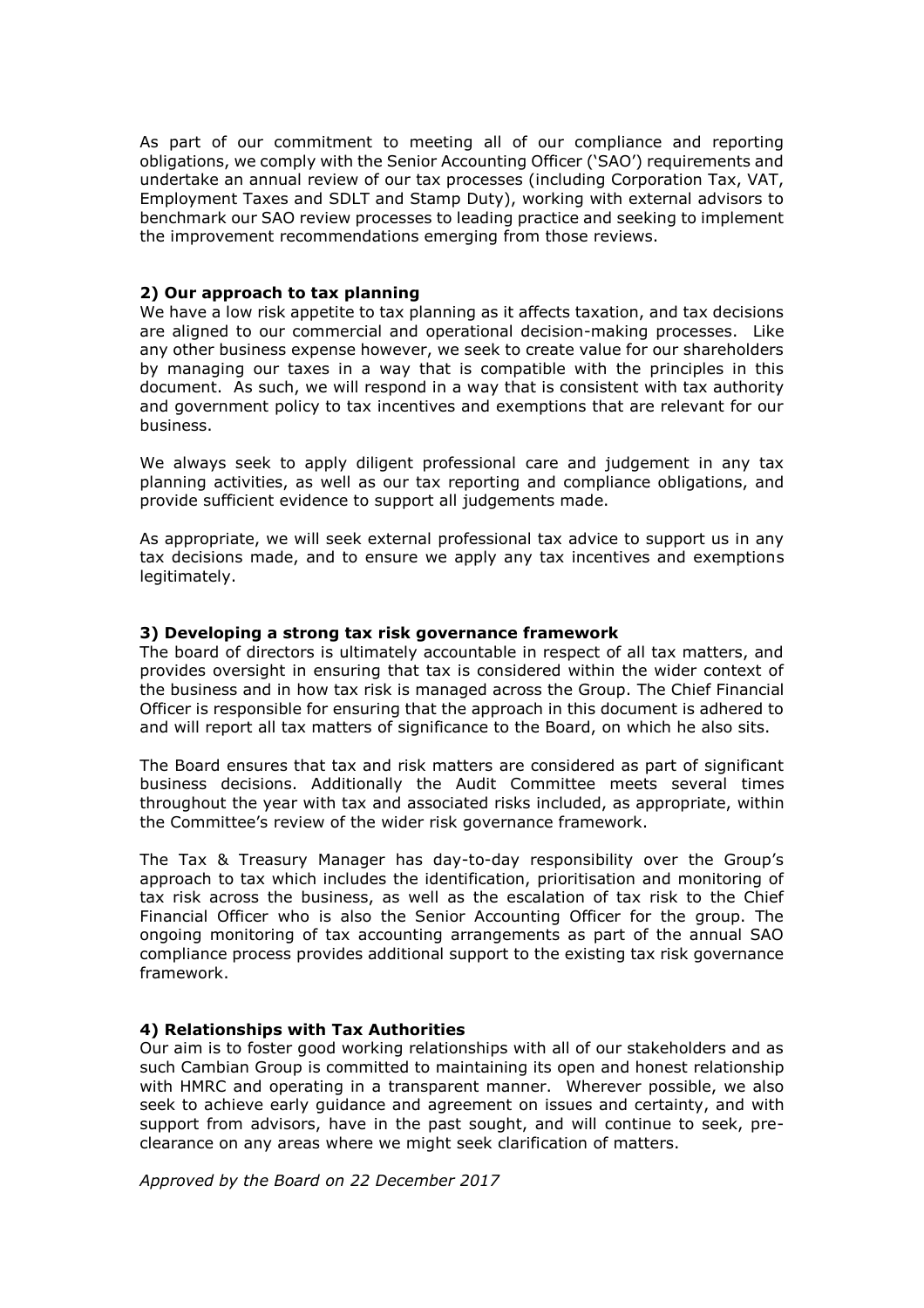As part of our commitment to meeting all of our compliance and reporting obligations, we comply with the Senior Accounting Officer ('SAO') requirements and undertake an annual review of our tax processes (including Corporation Tax, VAT, Employment Taxes and SDLT and Stamp Duty), working with external advisors to benchmark our SAO review processes to leading practice and seeking to implement the improvement recommendations emerging from those reviews.

**2) Our approach to tax planning**

We have a low risk appetite to tax planning as it affects taxation, and tax decisions are aligned to our commercial and operational decision-making processes. Like any other business expense however, we seek to create value for our shareholders by managing our taxes in a way that is compatible with the principles in this document. As such, we will respond in a way that is consistent with tax authority and government policy to tax incentives and exemptions that are relevant for our business.

We always seek to apply diligent professional care and judgement in any tax planning activities, as well as our tax reporting and compliance obligations, and provide sufficient evidence to support all judgements made.

As appropriate, we will seek external professional tax advice to support us in any tax decisions made, and to ensure we apply any tax incentives and exemptions legitimately.

**3) Developing a strong tax risk governance framework**

The board of directors is ultimately accountable in respect of all tax matters, and provides oversight in ensuring that tax is considered within the wider context of the business and in how tax risk is managed across the Group. The Chief Financial Officer is responsible for ensuring that the approach in this document is adhered to and will report all tax matters of significance to the Board, on which he also sits.

The Board ensures that tax and risk matters are considered as part of significant business decisions. Additionally the Audit Committee meets several times throughout the year with tax and associated risks included, as appropriate, within the Committee's review of the wider risk governance framework.

The Tax & Treasury Manager has day-to-day responsibility over the Group's approach to tax which includes the identification, prioritisation and monitoring of tax risk across the business, as well as the escalation of tax risk to the Chief Financial Officer who is also the Senior Accounting Officer for the group. The ongoing monitoring of tax accounting arrangements as part of the annual SAO compliance process provides additional support to the existing tax risk governance framework.

**4) Relationships with Tax Authorities**

Our aim is to foster good working relationships with all of our stakeholders and as such Cambian Group is committed to maintaining its open and honest relationship with HMRC and operating in a transparent manner. Wherever possible, we also seek to achieve early guidance and agreement on issues and certainty, and with support from advisors, have in the past sought, and will continue to seek, pre-clearance on any areas where we might seek clarification of matters.

*Approved by the Board on 22 December 2017*